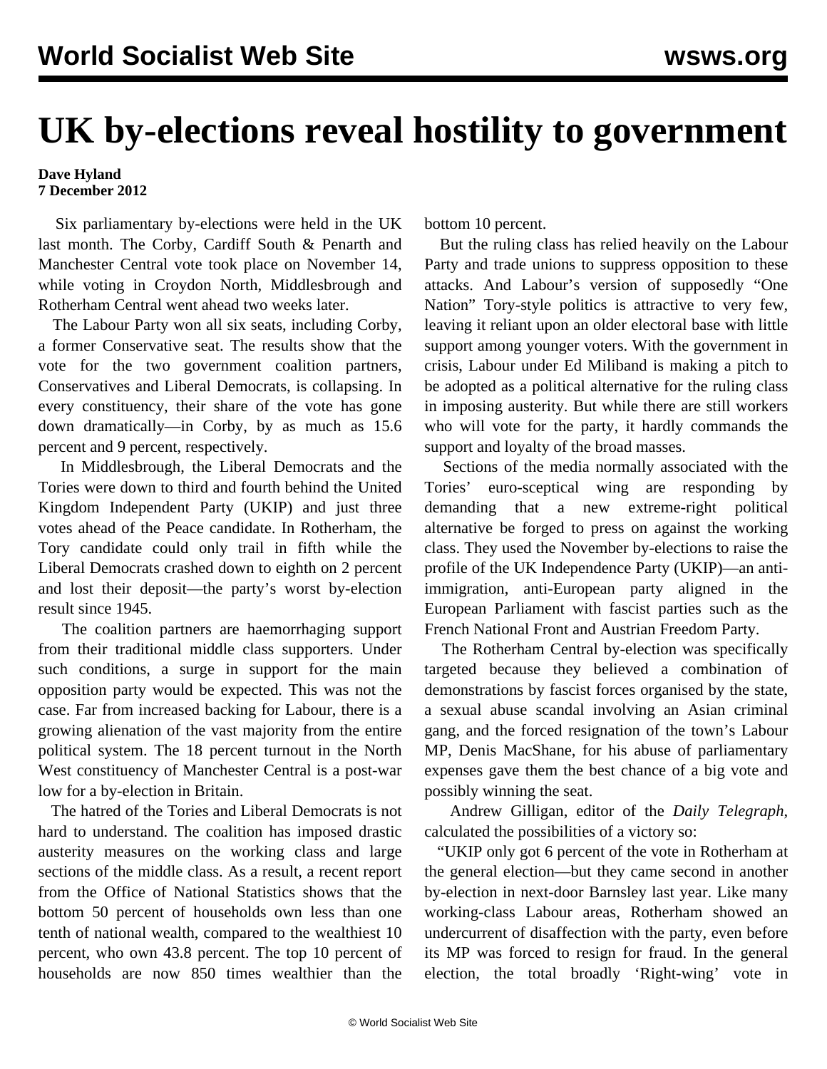// The masthead ("World Socialist Web Site" / "wsws.org") and the copyright footer are omitted as running header/footer.
# UK by-elections reveal hostility to government

**Dave Hyland**
**7 December 2012**

Six parliamentary by-elections were held in the UK last month. The Corby, Cardiff South & Penarth and Manchester Central vote took place on November 14, while voting in Croydon North, Middlesbrough and Rotherham Central went ahead two weeks later.

The Labour Party won all six seats, including Corby, a former Conservative seat. The results show that the vote for the two government coalition partners, Conservatives and Liberal Democrats, is collapsing. In every constituency, their share of the vote has gone down dramatically—in Corby, by as much as 15.6 percent and 9 percent, respectively.

In Middlesbrough, the Liberal Democrats and the Tories were down to third and fourth behind the United Kingdom Independent Party (UKIP) and just three votes ahead of the Peace candidate. In Rotherham, the Tory candidate could only trail in fifth while the Liberal Democrats crashed down to eighth on 2 percent and lost their deposit—the party's worst by-election result since 1945.

The coalition partners are haemorrhaging support from their traditional middle class supporters. Under such conditions, a surge in support for the main opposition party would be expected. This was not the case. Far from increased backing for Labour, there is a growing alienation of the vast majority from the entire political system. The 18 percent turnout in the North West constituency of Manchester Central is a post-war low for a by-election in Britain.

The hatred of the Tories and Liberal Democrats is not hard to understand. The coalition has imposed drastic austerity measures on the working class and large sections of the middle class. As a result, a recent report from the Office of National Statistics shows that the bottom 50 percent of households own less than one tenth of national wealth, compared to the wealthiest 10 percent, who own 43.8 percent. The top 10 percent of households are now 850 times wealthier than the bottom 10 percent.

But the ruling class has relied heavily on the Labour Party and trade unions to suppress opposition to these attacks. And Labour's version of supposedly "One Nation" Tory-style politics is attractive to very few, leaving it reliant upon an older electoral base with little support among younger voters. With the government in crisis, Labour under Ed Miliband is making a pitch to be adopted as a political alternative for the ruling class in imposing austerity. But while there are still workers who will vote for the party, it hardly commands the support and loyalty of the broad masses.

Sections of the media normally associated with the Tories' euro-sceptical wing are responding by demanding that a new extreme-right political alternative be forged to press on against the working class. They used the November by-elections to raise the profile of the UK Independence Party (UKIP)—an anti-immigration, anti-European party aligned in the European Parliament with fascist parties such as the French National Front and Austrian Freedom Party.

The Rotherham Central by-election was specifically targeted because they believed a combination of demonstrations by fascist forces organised by the state, a sexual abuse scandal involving an Asian criminal gang, and the forced resignation of the town's Labour MP, Denis MacShane, for his abuse of parliamentary expenses gave them the best chance of a big vote and possibly winning the seat.

Andrew Gilligan, editor of the *Daily Telegraph*, calculated the possibilities of a victory so:

"UKIP only got 6 percent of the vote in Rotherham at the general election—but they came second in another by-election in next-door Barnsley last year. Like many working-class Labour areas, Rotherham showed an undercurrent of disaffection with the party, even before its MP was forced to resign for fraud. In the general election, the total broadly 'Right-wing' vote in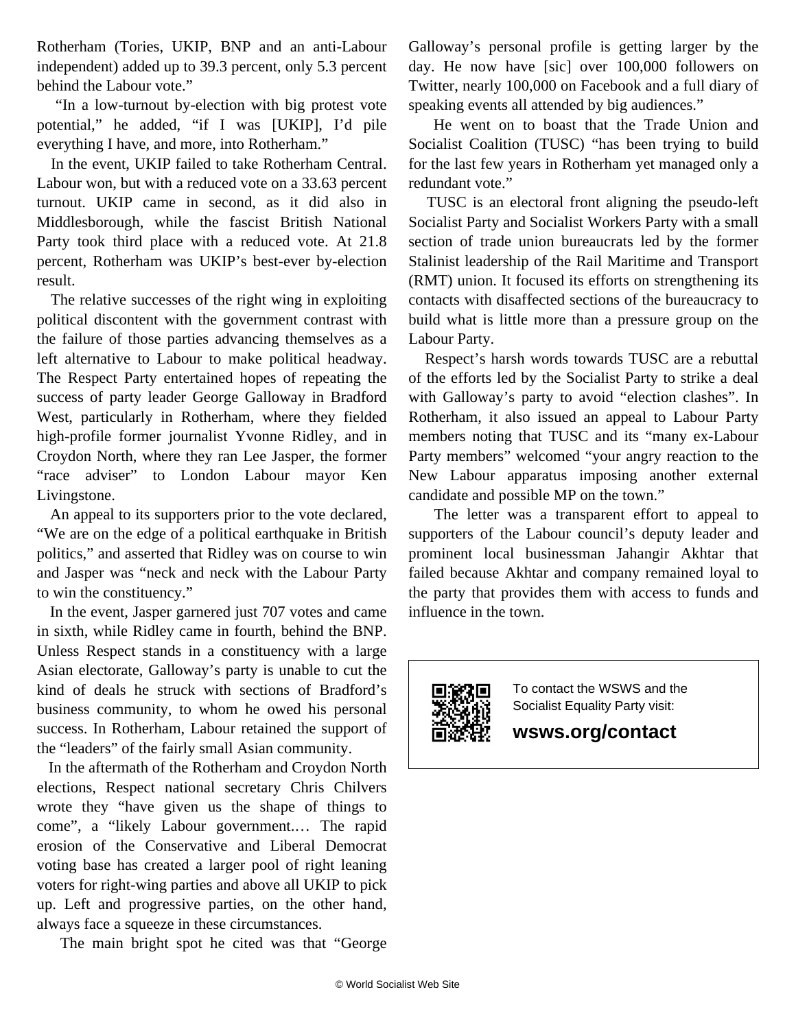Rotherham (Tories, UKIP, BNP and an anti-Labour independent) added up to 39.3 percent, only 5.3 percent behind the Labour vote."

"In a low-turnout by-election with big protest vote potential," he added, "if I was [UKIP], I'd pile everything I have, and more, into Rotherham."

In the event, UKIP failed to take Rotherham Central. Labour won, but with a reduced vote on a 33.63 percent turnout. UKIP came in second, as it did also in Middlesborough, while the fascist British National Party took third place with a reduced vote. At 21.8 percent, Rotherham was UKIP's best-ever by-election result.

The relative successes of the right wing in exploiting political discontent with the government contrast with the failure of those parties advancing themselves as a left alternative to Labour to make political headway. The Respect Party entertained hopes of repeating the success of party leader George Galloway in Bradford West, particularly in Rotherham, where they fielded high-profile former journalist Yvonne Ridley, and in Croydon North, where they ran Lee Jasper, the former "race adviser" to London Labour mayor Ken Livingstone.

An appeal to its supporters prior to the vote declared, "We are on the edge of a political earthquake in British politics," and asserted that Ridley was on course to win and Jasper was "neck and neck with the Labour Party to win the constituency."

In the event, Jasper garnered just 707 votes and came in sixth, while Ridley came in fourth, behind the BNP. Unless Respect stands in a constituency with a large Asian electorate, Galloway's party is unable to cut the kind of deals he struck with sections of Bradford's business community, to whom he owed his personal success. In Rotherham, Labour retained the support of the "leaders" of the fairly small Asian community.

In the aftermath of the Rotherham and Croydon North elections, Respect national secretary Chris Chilvers wrote they "have given us the shape of things to come", a "likely Labour government.… The rapid erosion of the Conservative and Liberal Democrat voting base has created a larger pool of right leaning voters for right-wing parties and above all UKIP to pick up. Left and progressive parties, on the other hand, always face a squeeze in these circumstances.

The main bright spot he cited was that "George Galloway's personal profile is getting larger by the day. He now have [sic] over 100,000 followers on Twitter, nearly 100,000 on Facebook and a full diary of speaking events all attended by big audiences."

He went on to boast that the Trade Union and Socialist Coalition (TUSC) "has been trying to build for the last few years in Rotherham yet managed only a redundant vote."

TUSC is an electoral front aligning the pseudo-left Socialist Party and Socialist Workers Party with a small section of trade union bureaucrats led by the former Stalinist leadership of the Rail Maritime and Transport (RMT) union. It focused its efforts on strengthening its contacts with disaffected sections of the bureaucracy to build what is little more than a pressure group on the Labour Party.

Respect's harsh words towards TUSC are a rebuttal of the efforts led by the Socialist Party to strike a deal with Galloway's party to avoid "election clashes". In Rotherham, it also issued an appeal to Labour Party members noting that TUSC and its "many ex-Labour Party members" welcomed "your angry reaction to the New Labour apparatus imposing another external candidate and possible MP on the town."

The letter was a transparent effort to appeal to supporters of the Labour council's deputy leader and prominent local businessman Jahangir Akhtar that failed because Akhtar and company remained loyal to the party that provides them with access to funds and influence in the town.

To contact the WSWS and the Socialist Equality Party visit:

**wsws.org/contact**